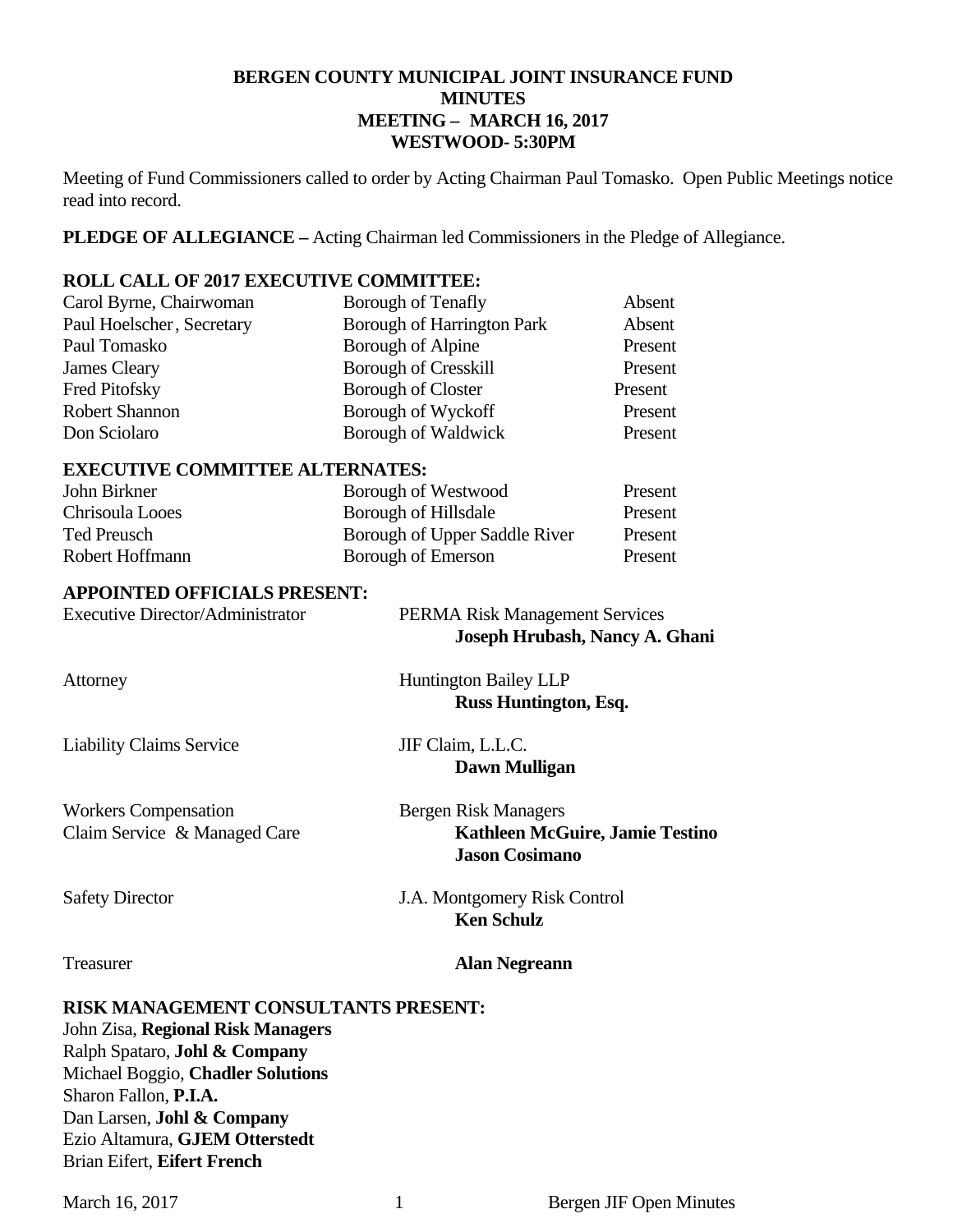# BERGEN COUNTY MUNICIPAL JOINT INSURANCE FUND
## MINUTES
## MEETING – MARCH 16, 2017
## WESTWOOD- 5:30PM

Meeting of Fund Commissioners called to order by Acting Chairman Paul Tomasko. Open Public Meetings notice read into record.

**PLEDGE OF ALLEGIANCE –** Acting Chairman led Commissioners in the Pledge of Allegiance.

**ROLL CALL OF 2017 EXECUTIVE COMMITTEE:**

| | | |
|---|---|---|
| Carol Byrne, Chairwoman | Borough of Tenafly | Absent |
| Paul Hoelscher, Secretary | Borough of Harrington Park | Absent |
| Paul Tomasko | Borough of Alpine | Present |
| James Cleary | Borough of Cresskill | Present |
| Fred Pitofsky | Borough of Closter | Present |
| Robert Shannon | Borough of Wyckoff | Present |
| Don Sciolaro | Borough of Waldwick | Present |

**EXECUTIVE COMMITTEE ALTERNATES:**

| | | |
|---|---|---|
| John Birkner | Borough of Westwood | Present |
| Chrisoula Looes | Borough of Hillsdale | Present |
| Ted Preusch | Borough of Upper Saddle River | Present |
| Robert Hoffmann | Borough of Emerson | Present |

**APPOINTED OFFICIALS PRESENT:**

| | |
|---|---|
| Executive Director/Administrator | PERMA Risk Management Services<br>**Joseph Hrubash, Nancy A. Ghani** |
| Attorney | Huntington Bailey LLP<br>**Russ Huntington, Esq.** |
| Liability Claims Service | JIF Claim, L.L.C.<br>**Dawn Mulligan** |
| Workers Compensation Claim Service & Managed Care | Bergen Risk Managers<br>**Kathleen McGuire, Jamie Testino**<br>**Jason Cosimano** |
| Safety Director | J.A. Montgomery Risk Control<br>**Ken Schulz** |
| Treasurer | **Alan Negreann** |

**RISK MANAGEMENT CONSULTANTS PRESENT:**

John Zisa, **Regional Risk Managers**
Ralph Spataro, **Johl & Company**
Michael Boggio, **Chadler Solutions**
Sharon Fallon, **P.I.A.**
Dan Larsen, **Johl & Company**
Ezio Altamura, **GJEM Otterstedt**
Brian Eifert, **Eifert French**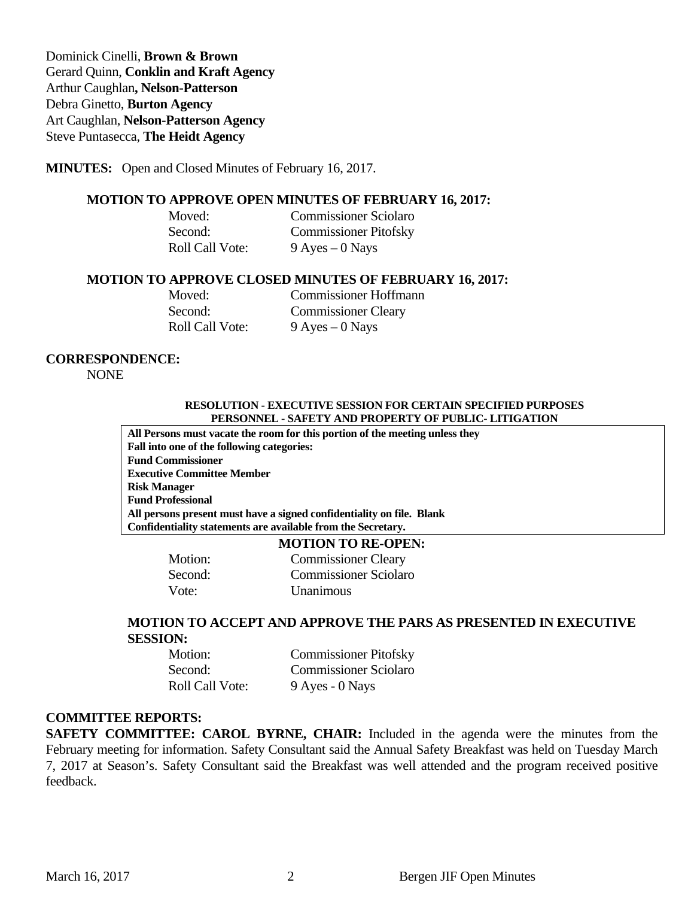Dominick Cinelli, **Brown & Brown**
Gerard Quinn, **Conklin and Kraft Agency**
Arthur Caughlan**, Nelson-Patterson**
Debra Ginetto, **Burton Agency**
Art Caughlan, **Nelson-Patterson Agency**
Steve Puntasecca, **The Heidt Agency**

**MINUTES:** Open and Closed Minutes of February 16, 2017.

**MOTION TO APPROVE OPEN MINUTES OF FEBRUARY 16, 2017:**

| | |
|---|---|
| Moved: | Commissioner Sciolaro |
| Second: | Commissioner Pitofsky |
| Roll Call Vote: | 9 Ayes – 0 Nays |

**MOTION TO APPROVE CLOSED MINUTES OF FEBRUARY 16, 2017:**

| | |
|---|---|
| Moved: | Commissioner Hoffmann |
| Second: | Commissioner Cleary |
| Roll Call Vote: | 9 Ayes – 0 Nays |

**CORRESPONDENCE:**
NONE

**RESOLUTION - EXECUTIVE SESSION FOR CERTAIN SPECIFIED PURPOSES**
**PERSONNEL - SAFETY AND PROPERTY OF PUBLIC- LITIGATION**

**All Persons must vacate the room for this portion of the meeting unless they Fall into one of the following categories:**
**Fund Commissioner**
**Executive Committee Member**
**Risk Manager**
**Fund Professional**
**All persons present must have a signed confidentiality on file. Blank Confidentiality statements are available from the Secretary.**

**MOTION TO RE-OPEN:**

| | |
|---|---|
| Motion: | Commissioner Cleary |
| Second: | Commissioner Sciolaro |
| Vote: | Unanimous |

**MOTION TO ACCEPT AND APPROVE THE PARS AS PRESENTED IN EXECUTIVE SESSION:**

| | |
|---|---|
| Motion: | Commissioner Pitofsky |
| Second: | Commissioner Sciolaro |
| Roll Call Vote: | 9 Ayes - 0 Nays |

**COMMITTEE REPORTS:**

**SAFETY COMMITTEE: CAROL BYRNE, CHAIR:** Included in the agenda were the minutes from the February meeting for information. Safety Consultant said the Annual Safety Breakfast was held on Tuesday March 7, 2017 at Season's. Safety Consultant said the Breakfast was well attended and the program received positive feedback.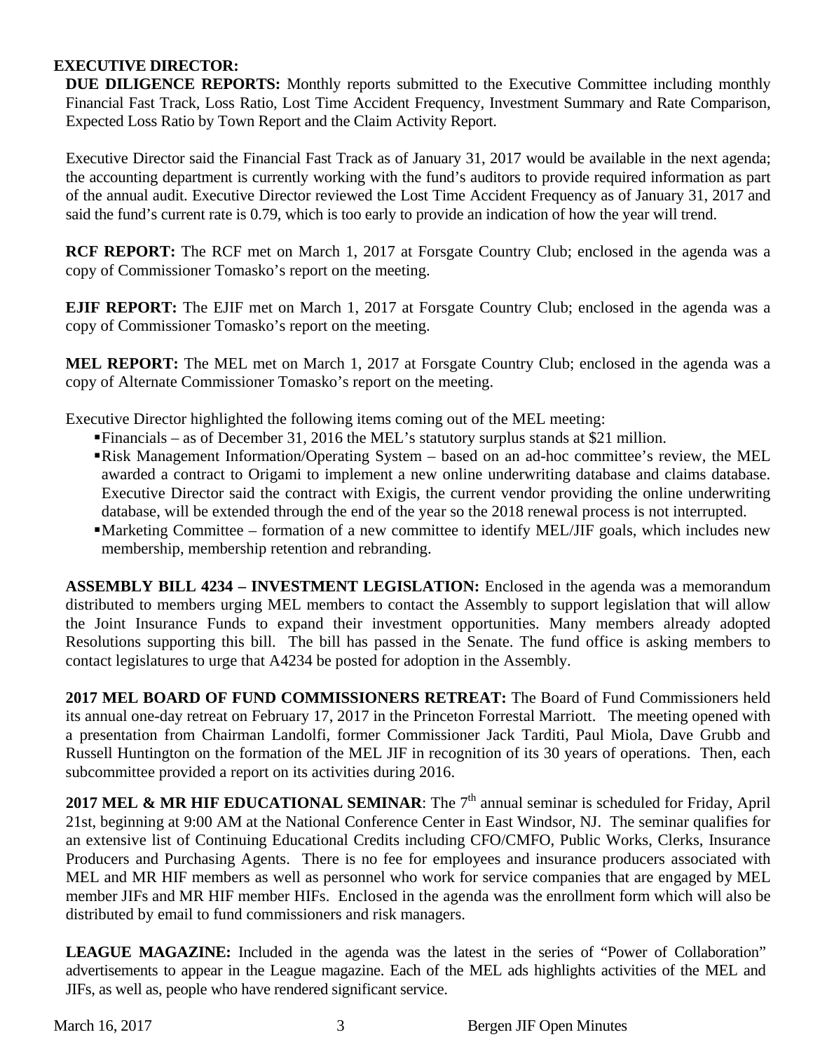**EXECUTIVE DIRECTOR:**

**DUE DILIGENCE REPORTS:** Monthly reports submitted to the Executive Committee including monthly Financial Fast Track, Loss Ratio, Lost Time Accident Frequency, Investment Summary and Rate Comparison, Expected Loss Ratio by Town Report and the Claim Activity Report.

Executive Director said the Financial Fast Track as of January 31, 2017 would be available in the next agenda; the accounting department is currently working with the fund's auditors to provide required information as part of the annual audit. Executive Director reviewed the Lost Time Accident Frequency as of January 31, 2017 and said the fund's current rate is 0.79, which is too early to provide an indication of how the year will trend.

**RCF REPORT:** The RCF met on March 1, 2017 at Forsgate Country Club; enclosed in the agenda was a copy of Commissioner Tomasko's report on the meeting.

**EJIF REPORT:** The EJIF met on March 1, 2017 at Forsgate Country Club; enclosed in the agenda was a copy of Commissioner Tomasko's report on the meeting.

**MEL REPORT:** The MEL met on March 1, 2017 at Forsgate Country Club; enclosed in the agenda was a copy of Alternate Commissioner Tomasko's report on the meeting.

Executive Director highlighted the following items coming out of the MEL meeting:

- Financials – as of December 31, 2016 the MEL's statutory surplus stands at $21 million.
- Risk Management Information/Operating System – based on an ad-hoc committee's review, the MEL awarded a contract to Origami to implement a new online underwriting database and claims database. Executive Director said the contract with Exigis, the current vendor providing the online underwriting database, will be extended through the end of the year so the 2018 renewal process is not interrupted.
- Marketing Committee – formation of a new committee to identify MEL/JIF goals, which includes new membership, membership retention and rebranding.

**ASSEMBLY BILL 4234 – INVESTMENT LEGISLATION:** Enclosed in the agenda was a memorandum distributed to members urging MEL members to contact the Assembly to support legislation that will allow the Joint Insurance Funds to expand their investment opportunities. Many members already adopted Resolutions supporting this bill. The bill has passed in the Senate. The fund office is asking members to contact legislatures to urge that A4234 be posted for adoption in the Assembly.

**2017 MEL BOARD OF FUND COMMISSIONERS RETREAT:** The Board of Fund Commissioners held its annual one-day retreat on February 17, 2017 in the Princeton Forrestal Marriott. The meeting opened with a presentation from Chairman Landolfi, former Commissioner Jack Tarditi, Paul Miola, Dave Grubb and Russell Huntington on the formation of the MEL JIF in recognition of its 30 years of operations. Then, each subcommittee provided a report on its activities during 2016.

**2017 MEL & MR HIF EDUCATIONAL SEMINAR**: The 7th annual seminar is scheduled for Friday, April 21st, beginning at 9:00 AM at the National Conference Center in East Windsor, NJ. The seminar qualifies for an extensive list of Continuing Educational Credits including CFO/CMFO, Public Works, Clerks, Insurance Producers and Purchasing Agents. There is no fee for employees and insurance producers associated with MEL and MR HIF members as well as personnel who work for service companies that are engaged by MEL member JIFs and MR HIF member HIFs. Enclosed in the agenda was the enrollment form which will also be distributed by email to fund commissioners and risk managers.

**LEAGUE MAGAZINE:** Included in the agenda was the latest in the series of "Power of Collaboration" advertisements to appear in the League magazine. Each of the MEL ads highlights activities of the MEL and JIFs, as well as, people who have rendered significant service.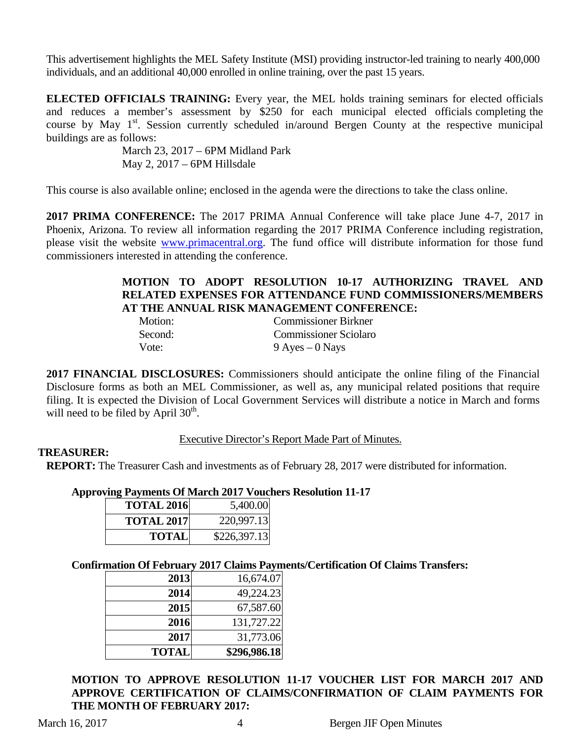This advertisement highlights the MEL Safety Institute (MSI) providing instructor-led training to nearly 400,000 individuals, and an additional 40,000 enrolled in online training, over the past 15 years.

**ELECTED OFFICIALS TRAINING:** Every year, the MEL holds training seminars for elected officials and reduces a member's assessment by $250 for each municipal elected officials completing the course by May 1st. Session currently scheduled in/around Bergen County at the respective municipal buildings are as follows:

March 23, 2017 – 6PM Midland Park
May 2, 2017 – 6PM Hillsdale

This course is also available online; enclosed in the agenda were the directions to take the class online.

**2017 PRIMA CONFERENCE:** The 2017 PRIMA Annual Conference will take place June 4-7, 2017 in Phoenix, Arizona. To review all information regarding the 2017 PRIMA Conference including registration, please visit the website www.primacentral.org. The fund office will distribute information for those fund commissioners interested in attending the conference.

**MOTION TO ADOPT RESOLUTION 10-17 AUTHORIZING TRAVEL AND RELATED EXPENSES FOR ATTENDANCE FUND COMMISSIONERS/MEMBERS AT THE ANNUAL RISK MANAGEMENT CONFERENCE:**

Motion: Commissioner Birkner
Second: Commissioner Sciolaro
Vote: 9 Ayes – 0 Nays

**2017 FINANCIAL DISCLOSURES:** Commissioners should anticipate the online filing of the Financial Disclosure forms as both an MEL Commissioner, as well as, any municipal related positions that require filing. It is expected the Division of Local Government Services will distribute a notice in March and forms will need to be filed by April 30th.

Executive Director's Report Made Part of Minutes.

**TREASURER:**

**REPORT:** The Treasurer Cash and investments as of February 28, 2017 were distributed for information.

**Approving Payments Of March 2017 Vouchers Resolution 11-17**

| | |
|---|---|
| **TOTAL 2016** | 5,400.00 |
| **TOTAL 2017** | 220,997.13 |
| **TOTAL** | $226,397.13 |

**Confirmation Of February 2017 Claims Payments/Certification Of Claims Transfers:**

| | |
|---|---|
| **2013** | 16,674.07 |
| **2014** | 49,224.23 |
| **2015** | 67,587.60 |
| **2016** | 131,727.22 |
| **2017** | 31,773.06 |
| **TOTAL** | **$296,986.18** |

**MOTION TO APPROVE RESOLUTION 11-17 VOUCHER LIST FOR MARCH 2017 AND APPROVE CERTIFICATION OF CLAIMS/CONFIRMATION OF CLAIM PAYMENTS FOR THE MONTH OF FEBRUARY 2017:**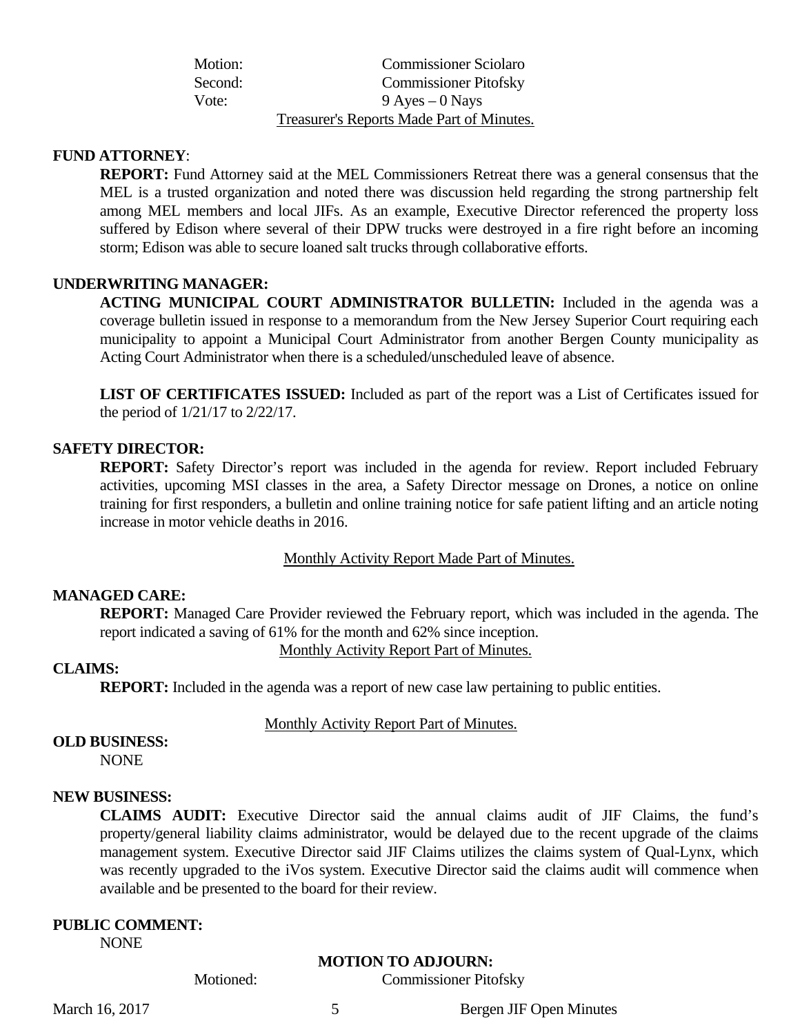| | |
|---|---|
| Motion: | Commissioner Sciolaro |
| Second: | Commissioner Pitofsky |
| Vote: | 9 Ayes – 0 Nays |

Treasurer's Reports Made Part of Minutes.

**FUND ATTORNEY**:

**REPORT:** Fund Attorney said at the MEL Commissioners Retreat there was a general consensus that the MEL is a trusted organization and noted there was discussion held regarding the strong partnership felt among MEL members and local JIFs. As an example, Executive Director referenced the property loss suffered by Edison where several of their DPW trucks were destroyed in a fire right before an incoming storm; Edison was able to secure loaned salt trucks through collaborative efforts.

**UNDERWRITING MANAGER:**

**ACTING MUNICIPAL COURT ADMINISTRATOR BULLETIN:** Included in the agenda was a coverage bulletin issued in response to a memorandum from the New Jersey Superior Court requiring each municipality to appoint a Municipal Court Administrator from another Bergen County municipality as Acting Court Administrator when there is a scheduled/unscheduled leave of absence.

**LIST OF CERTIFICATES ISSUED:** Included as part of the report was a List of Certificates issued for the period of 1/21/17 to 2/22/17.

**SAFETY DIRECTOR:**

**REPORT:** Safety Director's report was included in the agenda for review. Report included February activities, upcoming MSI classes in the area, a Safety Director message on Drones, a notice on online training for first responders, a bulletin and online training notice for safe patient lifting and an article noting increase in motor vehicle deaths in 2016.

Monthly Activity Report Made Part of Minutes.

**MANAGED CARE:**

**REPORT:** Managed Care Provider reviewed the February report, which was included in the agenda. The report indicated a saving of 61% for the month and 62% since inception.

Monthly Activity Report Part of Minutes.

**CLAIMS:**

**REPORT:** Included in the agenda was a report of new case law pertaining to public entities.

Monthly Activity Report Part of Minutes.

**OLD BUSINESS:**

NONE

**NEW BUSINESS:**

**CLAIMS AUDIT:** Executive Director said the annual claims audit of JIF Claims, the fund's property/general liability claims administrator, would be delayed due to the recent upgrade of the claims management system. Executive Director said JIF Claims utilizes the claims system of Qual-Lynx, which was recently upgraded to the iVos system. Executive Director said the claims audit will commence when available and be presented to the board for their review.

**PUBLIC COMMENT:**

NONE

**MOTION TO ADJOURN:**

| | |
|---|---|
| Motioned: | Commissioner Pitofsky |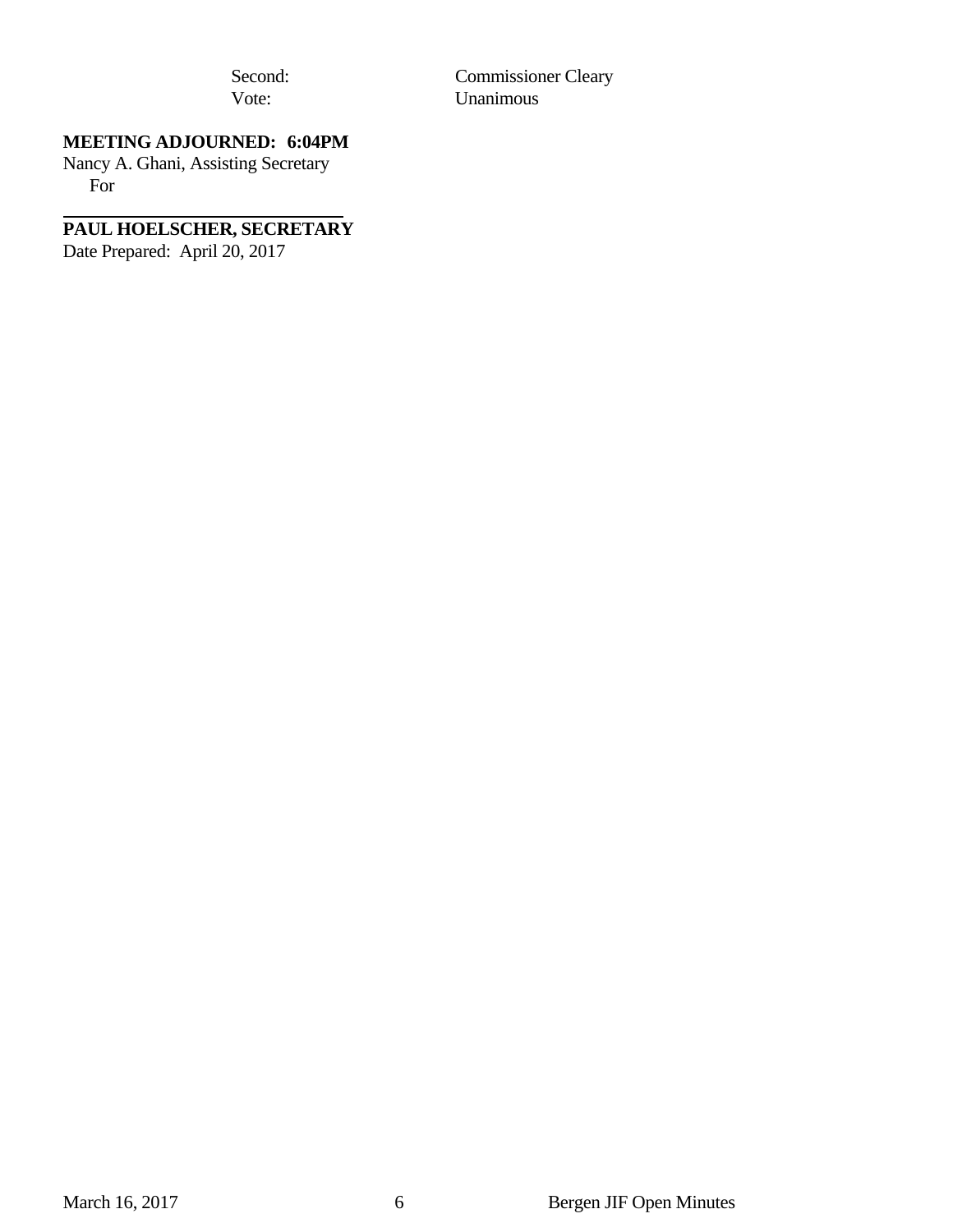Second: Commissioner Cleary
Vote: Unanimous

**MEETING ADJOURNED: 6:04PM**
Nancy A. Ghani, Assisting Secretary
For

**PAUL HOELSCHER, SECRETARY**
Date Prepared: April 20, 2017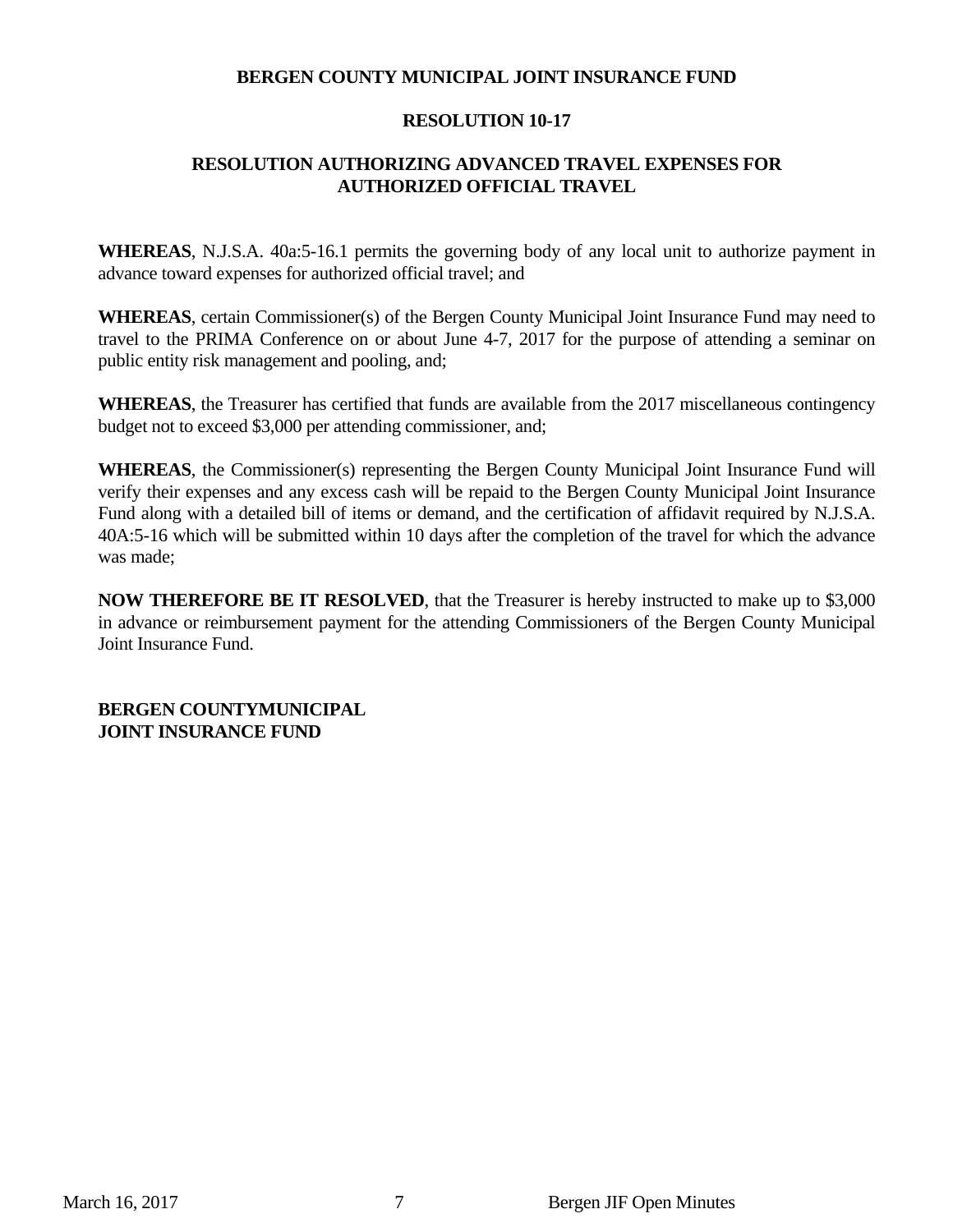**BERGEN COUNTY MUNICIPAL JOINT INSURANCE FUND**

**RESOLUTION 10-17**

**RESOLUTION AUTHORIZING ADVANCED TRAVEL EXPENSES FOR AUTHORIZED OFFICIAL TRAVEL**

**WHEREAS**, N.J.S.A. 40a:5-16.1 permits the governing body of any local unit to authorize payment in advance toward expenses for authorized official travel; and

**WHEREAS**, certain Commissioner(s) of the Bergen County Municipal Joint Insurance Fund may need to travel to the PRIMA Conference on or about June 4-7, 2017 for the purpose of attending a seminar on public entity risk management and pooling, and;

**WHEREAS**, the Treasurer has certified that funds are available from the 2017 miscellaneous contingency budget not to exceed $3,000 per attending commissioner, and;

**WHEREAS**, the Commissioner(s) representing the Bergen County Municipal Joint Insurance Fund will verify their expenses and any excess cash will be repaid to the Bergen County Municipal Joint Insurance Fund along with a detailed bill of items or demand, and the certification of affidavit required by N.J.S.A. 40A:5-16 which will be submitted within 10 days after the completion of the travel for which the advance was made;

**NOW THEREFORE BE IT RESOLVED**, that the Treasurer is hereby instructed to make up to $3,000 in advance or reimbursement payment for the attending Commissioners of the Bergen County Municipal Joint Insurance Fund.

**BERGEN COUNTYMUNICIPAL**
**JOINT INSURANCE FUND**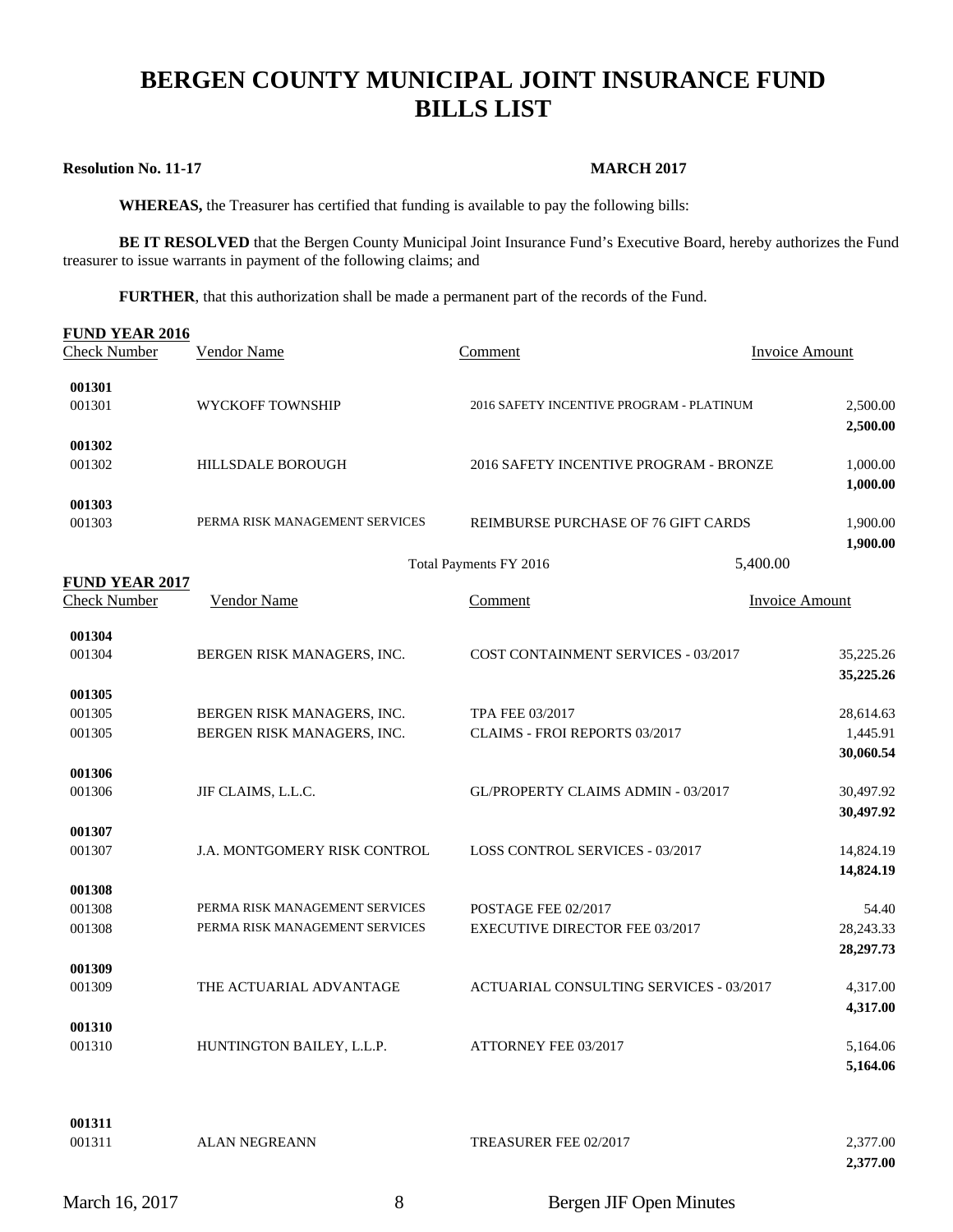# BERGEN COUNTY MUNICIPAL JOINT INSURANCE FUND
# BILLS LIST

**Resolution No. 11-17** **MARCH 2017**

**WHEREAS,** the Treasurer has certified that funding is available to pay the following bills:

**BE IT RESOLVED** that the Bergen County Municipal Joint Insurance Fund's Executive Board, hereby authorizes the Fund treasurer to issue warrants in payment of the following claims; and

**FURTHER**, that this authorization shall be made a permanent part of the records of the Fund.

**FUND YEAR 2016**

| Check Number | Vendor Name | Comment | Invoice Amount |
|---|---|---|---|
| **001301** | | | |
| 001301 | WYCKOFF TOWNSHIP | 2016 SAFETY INCENTIVE PROGRAM - PLATINUM | 2,500.00 |
| | | | **2,500.00** |
| **001302** | | | |
| 001302 | HILLSDALE BOROUGH | 2016 SAFETY INCENTIVE PROGRAM - BRONZE | 1,000.00 |
| | | | **1,000.00** |
| **001303** | | | |
| 001303 | PERMA RISK MANAGEMENT SERVICES | REIMBURSE PURCHASE OF 76 GIFT CARDS | 1,900.00 |
| | | | **1,900.00** |
| | | Total Payments FY 2016 | 5,400.00 |

**FUND YEAR 2017**

| Check Number | Vendor Name | Comment | Invoice Amount |
|---|---|---|---|
| **001304** | | | |
| 001304 | BERGEN RISK MANAGERS, INC. | COST CONTAINMENT SERVICES - 03/2017 | 35,225.26 |
| | | | **35,225.26** |
| **001305** | | | |
| 001305 | BERGEN RISK MANAGERS, INC. | TPA FEE 03/2017 | 28,614.63 |
| 001305 | BERGEN RISK MANAGERS, INC. | CLAIMS - FROI REPORTS 03/2017 | 1,445.91 |
| | | | **30,060.54** |
| **001306** | | | |
| 001306 | JIF CLAIMS, L.L.C. | GL/PROPERTY CLAIMS ADMIN - 03/2017 | 30,497.92 |
| | | | **30,497.92** |
| **001307** | | | |
| 001307 | J.A. MONTGOMERY RISK CONTROL | LOSS CONTROL SERVICES - 03/2017 | 14,824.19 |
| | | | **14,824.19** |
| **001308** | | | |
| 001308 | PERMA RISK MANAGEMENT SERVICES | POSTAGE FEE 02/2017 | 54.40 |
| 001308 | PERMA RISK MANAGEMENT SERVICES | EXECUTIVE DIRECTOR FEE 03/2017 | 28,243.33 |
| | | | **28,297.73** |
| **001309** | | | |
| 001309 | THE ACTUARIAL ADVANTAGE | ACTUARIAL CONSULTING SERVICES - 03/2017 | 4,317.00 |
| | | | **4,317.00** |
| **001310** | | | |
| 001310 | HUNTINGTON BAILEY, L.L.P. | ATTORNEY FEE 03/2017 | 5,164.06 |
| | | | **5,164.06** |
| **001311** | | | |
| 001311 | ALAN NEGREANN | TREASURER FEE 02/2017 | 2,377.00 |
| | | | **2,377.00** |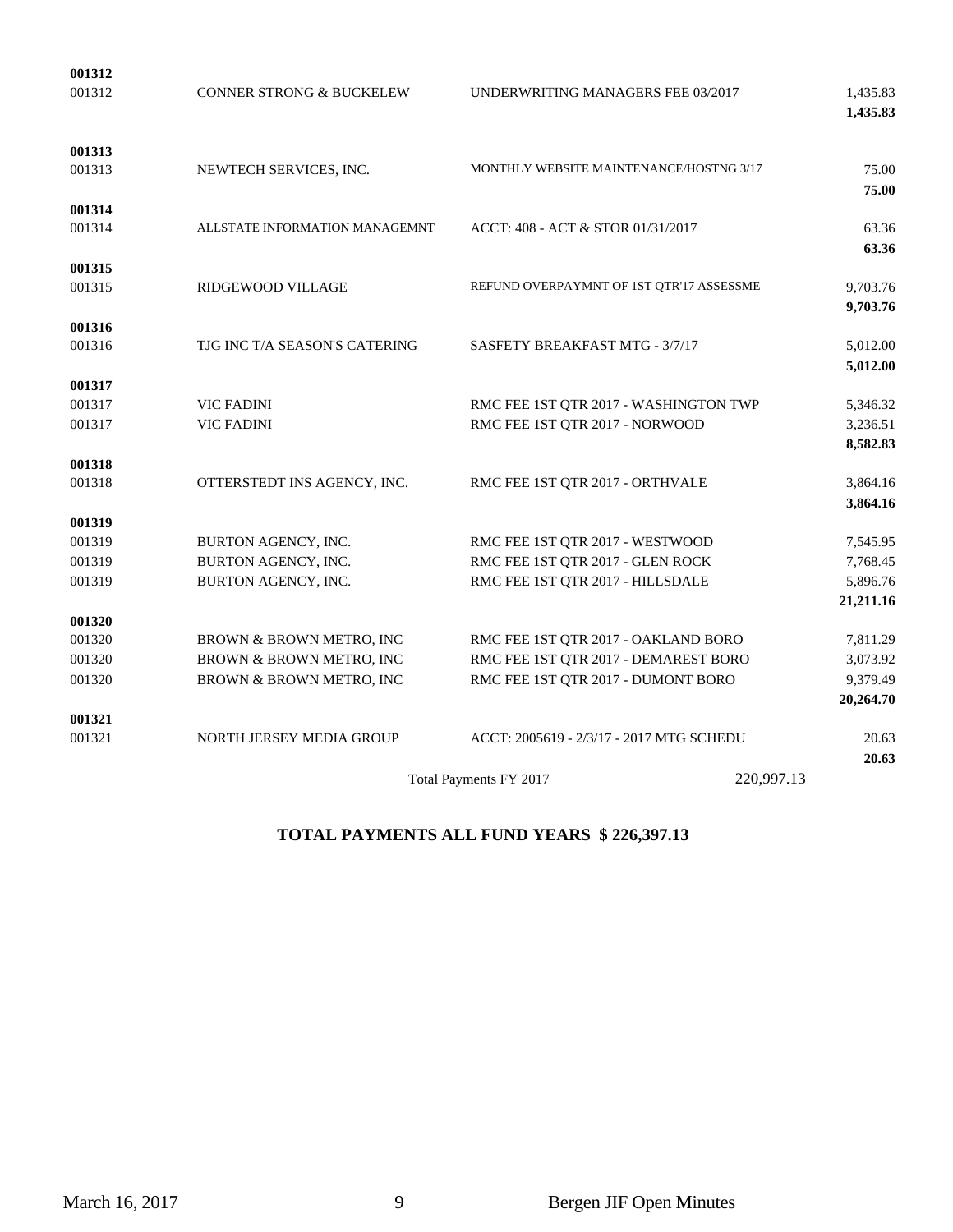| Check # | Vendor | Description | Amount |
|---|---|---|---|
| **001312** | | | |
| 001312 | CONNER STRONG & BUCKELEW | UNDERWRITING MANAGERS FEE 03/2017 | 1,435.83 |
| | | | **1,435.83** |
| **001313** | | | |
| 001313 | NEWTECH SERVICES, INC. | MONTHLY WEBSITE MAINTENANCE/HOSTNG 3/17 | 75.00 |
| | | | **75.00** |
| **001314** | | | |
| 001314 | ALLSTATE INFORMATION MANAGEMNT | ACCT: 408 - ACT & STOR 01/31/2017 | 63.36 |
| | | | **63.36** |
| **001315** | | | |
| 001315 | RIDGEWOOD VILLAGE | REFUND OVERPAYMNT OF 1ST QTR'17 ASSESSME | 9,703.76 |
| | | | **9,703.76** |
| **001316** | | | |
| 001316 | TJG INC T/A SEASON'S CATERING | SASFETY BREAKFAST MTG - 3/7/17 | 5,012.00 |
| | | | **5,012.00** |
| **001317** | | | |
| 001317 | VIC FADINI | RMC FEE 1ST QTR 2017 - WASHINGTON TWP | 5,346.32 |
| 001317 | VIC FADINI | RMC FEE 1ST QTR 2017 - NORWOOD | 3,236.51 |
| | | | **8,582.83** |
| **001318** | | | |
| 001318 | OTTERSTEDT INS AGENCY, INC. | RMC FEE 1ST QTR 2017 - ORTHVALE | 3,864.16 |
| | | | **3,864.16** |
| **001319** | | | |
| 001319 | BURTON AGENCY, INC. | RMC FEE 1ST QTR 2017 - WESTWOOD | 7,545.95 |
| 001319 | BURTON AGENCY, INC. | RMC FEE 1ST QTR 2017 - GLEN ROCK | 7,768.45 |
| 001319 | BURTON AGENCY, INC. | RMC FEE 1ST QTR 2017 - HILLSDALE | 5,896.76 |
| | | | **21,211.16** |
| **001320** | | | |
| 001320 | BROWN & BROWN METRO, INC | RMC FEE 1ST QTR 2017 - OAKLAND BORO | 7,811.29 |
| 001320 | BROWN & BROWN METRO, INC | RMC FEE 1ST QTR 2017 - DEMAREST BORO | 3,073.92 |
| 001320 | BROWN & BROWN METRO, INC | RMC FEE 1ST QTR 2017 - DUMONT BORO | 9,379.49 |
| | | | **20,264.70** |
| **001321** | | | |
| 001321 | NORTH JERSEY MEDIA GROUP | ACCT: 2005619 - 2/3/17 - 2017 MTG SCHEDU | 20.63 |
| | | | **20.63** |
| | | Total Payments FY 2017 | 220,997.13 |

**TOTAL PAYMENTS ALL FUND YEARS $ 226,397.13**

March 16, 2017 — Bergen JIF Open Minutes